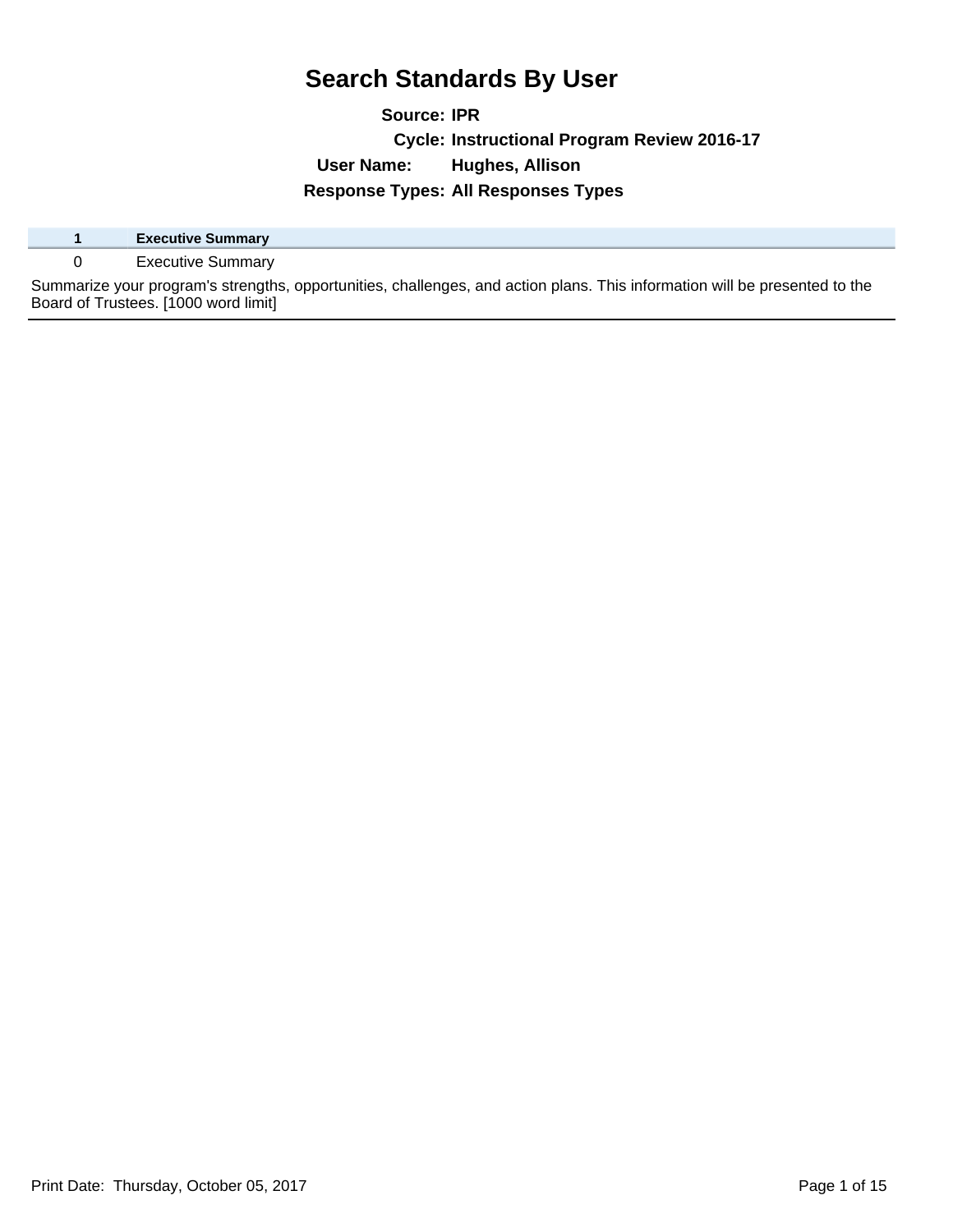# Search Standards By User

**Source:** IPR

**Cycle:** Instructional Program Review 2016-17

**User Name:** Hughes, Allison

**Response Types:** All Responses Types

| 1 | Executive Summary |
| --- | --- |
| 0 | Executive Summary |

Summarize your program's strengths, opportunities, challenges, and action plans. This information will be presented to the Board of Trustees. [1000 word limit]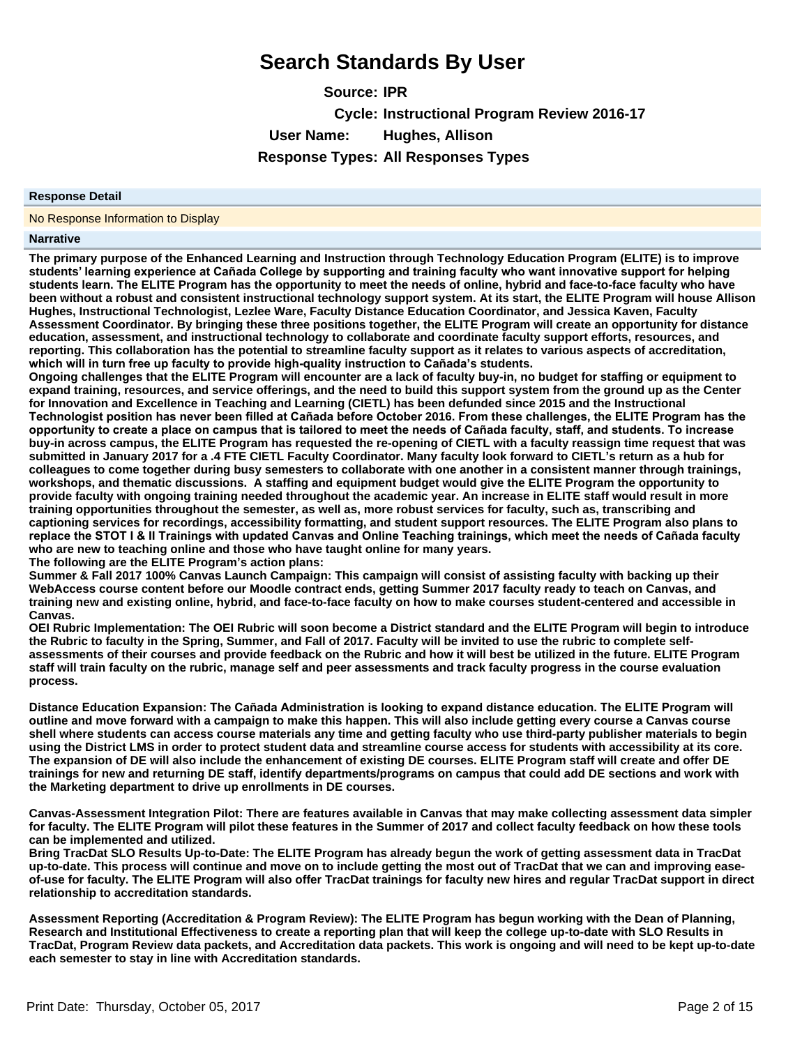# Search Standards By User

**Source:** IPR

**Cycle:** Instructional Program Review 2016-17

**User Name:** Hughes, Allison

**Response Types:** All Responses Types

**Response Detail**

No Response Information to Display

**Narrative**

**The primary purpose of the Enhanced Learning and Instruction through Technology Education Program (ELITE) is to improve students' learning experience at Cañada College by supporting and training faculty who want innovative support for helping students learn. The ELITE Program has the opportunity to meet the needs of online, hybrid and face-to-face faculty who have been without a robust and consistent instructional technology support system. At its start, the ELITE Program will house Allison Hughes, Instructional Technologist, Lezlee Ware, Faculty Distance Education Coordinator, and Jessica Kaven, Faculty Assessment Coordinator. By bringing these three positions together, the ELITE Program will create an opportunity for distance education, assessment, and instructional technology to collaborate and coordinate faculty support efforts, resources, and reporting. This collaboration has the potential to streamline faculty support as it relates to various aspects of accreditation, which will in turn free up faculty to provide high-quality instruction to Cañada's students.**

**Ongoing challenges that the ELITE Program will encounter are a lack of faculty buy-in, no budget for staffing or equipment to expand training, resources, and service offerings, and the need to build this support system from the ground up as the Center for Innovation and Excellence in Teaching and Learning (CIETL) has been defunded since 2015 and the Instructional Technologist position has never been filled at Cañada before October 2016. From these challenges, the ELITE Program has the opportunity to create a place on campus that is tailored to meet the needs of Cañada faculty, staff, and students. To increase buy-in across campus, the ELITE Program has requested the re-opening of CIETL with a faculty reassign time request that was submitted in January 2017 for a .4 FTE CIETL Faculty Coordinator. Many faculty look forward to CIETL's return as a hub for colleagues to come together during busy semesters to collaborate with one another in a consistent manner through trainings, workshops, and thematic discussions. A staffing and equipment budget would give the ELITE Program the opportunity to provide faculty with ongoing training needed throughout the academic year. An increase in ELITE staff would result in more training opportunities throughout the semester, as well as, more robust services for faculty, such as, transcribing and captioning services for recordings, accessibility formatting, and student support resources. The ELITE Program also plans to replace the STOT I & II Trainings with updated Canvas and Online Teaching trainings, which meet the needs of Cañada faculty who are new to teaching online and those who have taught online for many years.**

**The following are the ELITE Program's action plans:**

**Summer & Fall 2017 100% Canvas Launch Campaign: This campaign will consist of assisting faculty with backing up their WebAccess course content before our Moodle contract ends, getting Summer 2017 faculty ready to teach on Canvas, and training new and existing online, hybrid, and face-to-face faculty on how to make courses student-centered and accessible in Canvas.**

**OEI Rubric Implementation: The OEI Rubric will soon become a District standard and the ELITE Program will begin to introduce the Rubric to faculty in the Spring, Summer, and Fall of 2017. Faculty will be invited to use the rubric to complete self-assessments of their courses and provide feedback on the Rubric and how it will best be utilized in the future. ELITE Program staff will train faculty on the rubric, manage self and peer assessments and track faculty progress in the course evaluation process.**

**Distance Education Expansion: The Cañada Administration is looking to expand distance education. The ELITE Program will outline and move forward with a campaign to make this happen. This will also include getting every course a Canvas course shell where students can access course materials any time and getting faculty who use third-party publisher materials to begin using the District LMS in order to protect student data and streamline course access for students with accessibility at its core. The expansion of DE will also include the enhancement of existing DE courses. ELITE Program staff will create and offer DE trainings for new and returning DE staff, identify departments/programs on campus that could add DE sections and work with the Marketing department to drive up enrollments in DE courses.**

**Canvas-Assessment Integration Pilot: There are features available in Canvas that may make collecting assessment data simpler for faculty. The ELITE Program will pilot these features in the Summer of 2017 and collect faculty feedback on how these tools can be implemented and utilized.**

**Bring TracDat SLO Results Up-to-Date: The ELITE Program has already begun the work of getting assessment data in TracDat up-to-date. This process will continue and move on to include getting the most out of TracDat that we can and improving ease-of-use for faculty. The ELITE Program will also offer TracDat trainings for faculty new hires and regular TracDat support in direct relationship to accreditation standards.**

**Assessment Reporting (Accreditation & Program Review): The ELITE Program has begun working with the Dean of Planning, Research and Institutional Effectiveness to create a reporting plan that will keep the college up-to-date with SLO Results in TracDat, Program Review data packets, and Accreditation data packets. This work is ongoing and will need to be kept up-to-date each semester to stay in line with Accreditation standards.**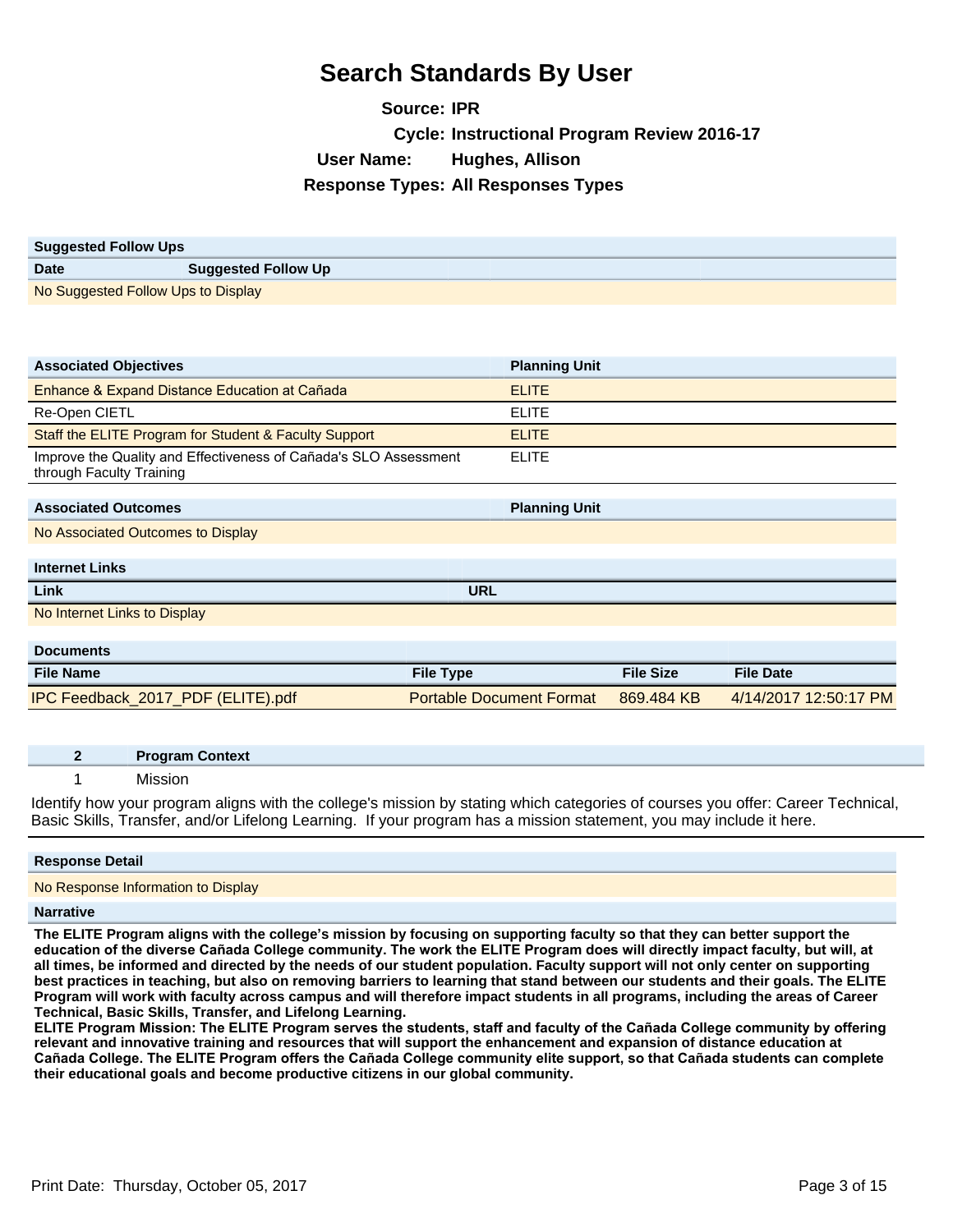# Search Standards By User

**Source:** IPR

**Cycle:** Instructional Program Review 2016-17

**User Name:** Hughes, Allison

**Response Types:** All Responses Types

| Suggested Follow Ups | |
|---|---|
| **Date** | **Suggested Follow Up** |
| No Suggested Follow Ups to Display | |

| Associated Objectives | Planning Unit |
|---|---|
| Enhance & Expand Distance Education at Cañada | ELITE |
| Re-Open CIETL | ELITE |
| Staff the ELITE Program for Student & Faculty Support | ELITE |
| Improve the Quality and Effectiveness of Cañada's SLO Assessment through Faculty Training | ELITE |

| Associated Outcomes | Planning Unit |
|---|---|
| No Associated Outcomes to Display | |

| Internet Links | |
|---|---|
| **Link** | **URL** |
| No Internet Links to Display | |

| Documents | | | |
|---|---|---|---|
| **File Name** | **File Type** | **File Size** | **File Date** |
| IPC Feedback_2017_PDF (ELITE).pdf | Portable Document Format | 869.484 KB | 4/14/2017 12:50:17 PM |

| 2 | Program Context |
|---|---|
| 1 | Mission |

Identify how your program aligns with the college's mission by stating which categories of courses you offer: Career Technical, Basic Skills, Transfer, and/or Lifelong Learning. If your program has a mission statement, you may include it here.

**Response Detail**

No Response Information to Display

**Narrative**

**The ELITE Program aligns with the college's mission by focusing on supporting faculty so that they can better support the education of the diverse Cañada College community. The work the ELITE Program does will directly impact faculty, but will, at all times, be informed and directed by the needs of our student population. Faculty support will not only center on supporting best practices in teaching, but also on removing barriers to learning that stand between our students and their goals. The ELITE Program will work with faculty across campus and will therefore impact students in all programs, including the areas of Career Technical, Basic Skills, Transfer, and Lifelong Learning.**

**ELITE Program Mission: The ELITE Program serves the students, staff and faculty of the Cañada College community by offering relevant and innovative training and resources that will support the enhancement and expansion of distance education at Cañada College. The ELITE Program offers the Cañada College community elite support, so that Cañada students can complete their educational goals and become productive citizens in our global community.**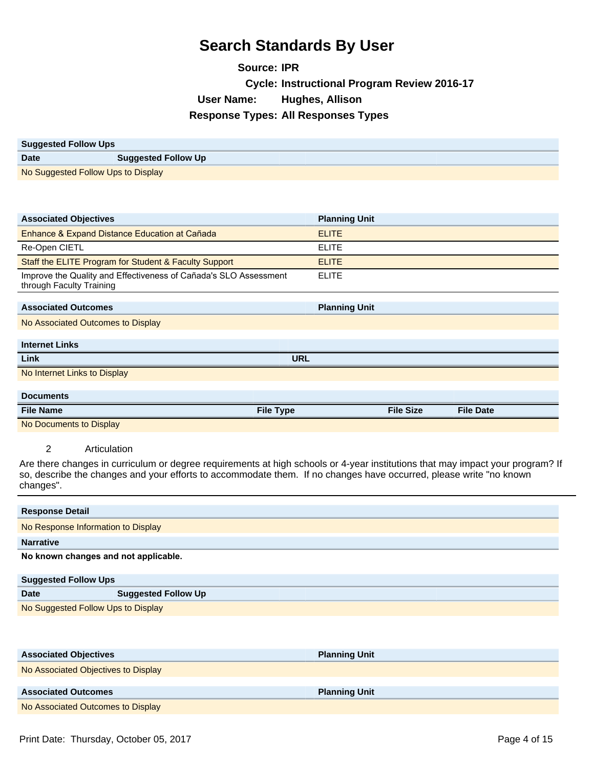# Search Standards By User

**Source: IPR**

**Cycle: Instructional Program Review 2016-17**

**User Name: Hughes, Allison**

**Response Types: All Responses Types**

| Suggested Follow Ups | |
|---|---|
| **Date** | **Suggested Follow Up** |
| No Suggested Follow Ups to Display | |

| Associated Objectives | Planning Unit |
|---|---|
| Enhance & Expand Distance Education at Cañada | ELITE |
| Re-Open CIETL | ELITE |
| Staff the ELITE Program for Student & Faculty Support | ELITE |
| Improve the Quality and Effectiveness of Cañada's SLO Assessment through Faculty Training | ELITE |

| Associated Outcomes | Planning Unit |
|---|---|
| No Associated Outcomes to Display | |

| Internet Links | |
|---|---|
| **Link** | **URL** |
| No Internet Links to Display | |

| Documents | | | |
|---|---|---|---|
| **File Name** | **File Type** | **File Size** | **File Date** |
| No Documents to Display | | | |

2 Articulation

Are there changes in curriculum or degree requirements at high schools or 4-year institutions that may impact your program? If so, describe the changes and your efforts to accommodate them. If no changes have occurred, please write "no known changes".

| Response Detail |
|---|
| No Response Information to Display |

**Narrative**

**No known changes and not applicable.**

| Suggested Follow Ups | |
|---|---|
| **Date** | **Suggested Follow Up** |
| No Suggested Follow Ups to Display | |

| Associated Objectives | Planning Unit |
|---|---|
| No Associated Objectives to Display | |

| Associated Outcomes | Planning Unit |
|---|---|
| No Associated Outcomes to Display | |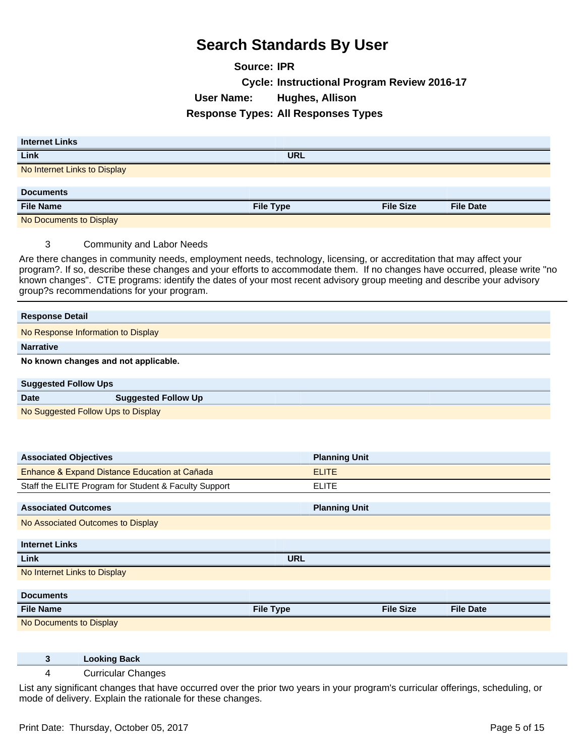| Internet Links | |
|---|---|
| Link | URL |
| No Internet Links to Display | |

| Documents | | | |
|---|---|---|---|
| File Name | File Type | File Size | File Date |
| No Documents to Display | | | |

3 Community and Labor Needs

Are there changes in community needs, employment needs, technology, licensing, or accreditation that may affect your program?. If so, describe these changes and your efforts to accommodate them. If no changes have occurred, please write "no known changes". CTE programs: identify the dates of your most recent advisory group meeting and describe your advisory group?s recommendations for your program.

| Response Detail |
|---|
| No Response Information to Display |

**Narrative**

**No known changes and not applicable.**

| Suggested Follow Ups | |
|---|---|
| Date | Suggested Follow Up |
| No Suggested Follow Ups to Display | |

| Associated Objectives | Planning Unit |
|---|---|
| Enhance & Expand Distance Education at Cañada | ELITE |
| Staff the ELITE Program for Student & Faculty Support | ELITE |

| Associated Outcomes | Planning Unit |
|---|---|
| No Associated Outcomes to Display | |

| Internet Links | |
|---|---|
| Link | URL |
| No Internet Links to Display | |

| Documents | | | |
|---|---|---|---|
| File Name | File Type | File Size | File Date |
| No Documents to Display | | | |

**3 Looking Back**

4 Curricular Changes

List any significant changes that have occurred over the prior two years in your program's curricular offerings, scheduling, or mode of delivery. Explain the rationale for these changes.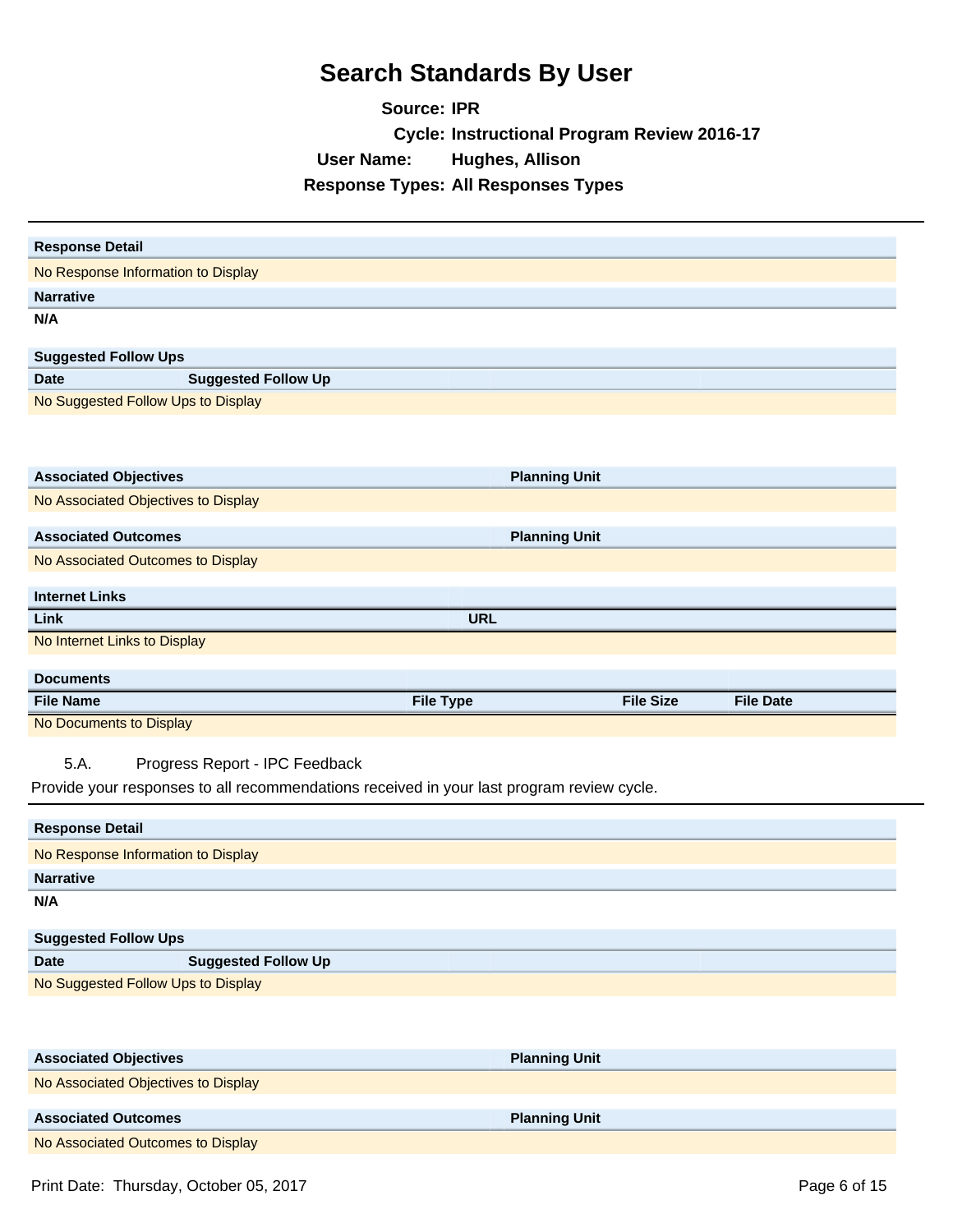# Search Standards By User

**Source:** IPR
**Cycle:** Instructional Program Review 2016-17
**User Name:** Hughes, Allison
**Response Types:** All Responses Types

---

| Response Detail |
| --- |
| No Response Information to Display |

**Narrative**

**N/A**

| Suggested Follow Ups | |
| --- | --- |
| **Date** | **Suggested Follow Up** |
| No Suggested Follow Ups to Display | |

| Associated Objectives | Planning Unit |
| --- | --- |
| No Associated Objectives to Display | |

| Associated Outcomes | Planning Unit |
| --- | --- |
| No Associated Outcomes to Display | |

| Internet Links | |
| --- | --- |
| **Link** | **URL** |
| No Internet Links to Display | |

| Documents | | | |
| --- | --- | --- | --- |
| **File Name** | **File Type** | **File Size** | **File Date** |
| No Documents to Display | | | |

5.A. Progress Report - IPC Feedback

Provide your responses to all recommendations received in your last program review cycle.

---

| Response Detail |
| --- |
| No Response Information to Display |

**Narrative**

**N/A**

| Suggested Follow Ups | |
| --- | --- |
| **Date** | **Suggested Follow Up** |
| No Suggested Follow Ups to Display | |

| Associated Objectives | Planning Unit |
| --- | --- |
| No Associated Objectives to Display | |

| Associated Outcomes | Planning Unit |
| --- | --- |
| No Associated Outcomes to Display | |

Print Date: Thursday, October 05, 2017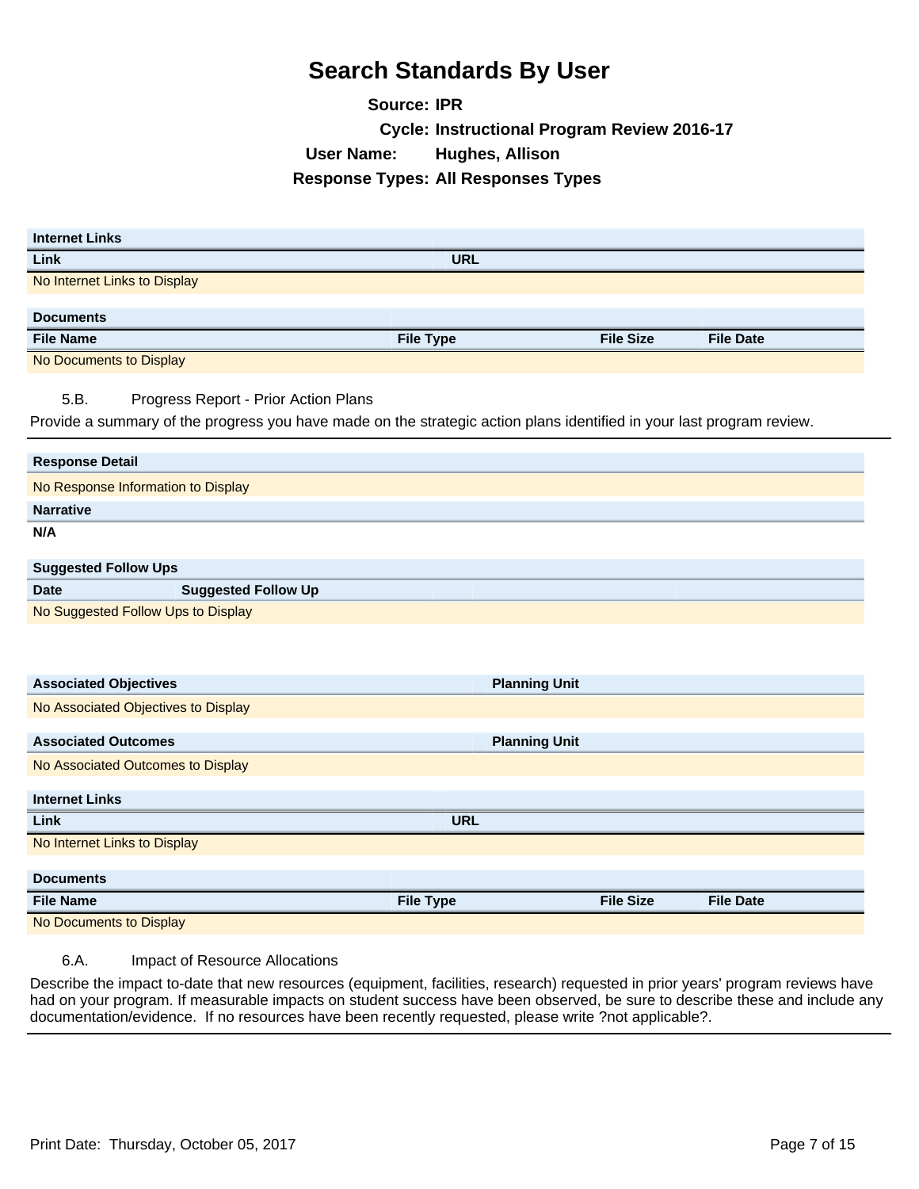# Search Standards By User

**Source:** IPR
**Cycle:** Instructional Program Review 2016-17
**User Name:** Hughes, Allison
**Response Types:** All Responses Types

| Internet Links | |
|---|---|
| **Link** | **URL** |
| No Internet Links to Display | |

| Documents | | | |
|---|---|---|---|
| **File Name** | **File Type** | **File Size** | **File Date** |
| No Documents to Display | | | |

5.B. Progress Report - Prior Action Plans

Provide a summary of the progress you have made on the strategic action plans identified in your last program review.

| Response Detail |
|---|
| No Response Information to Display |

**Narrative**

**N/A**

| Suggested Follow Ups | |
|---|---|
| **Date** | **Suggested Follow Up** |
| No Suggested Follow Ups to Display | |

| Associated Objectives | Planning Unit |
|---|---|
| No Associated Objectives to Display | |

| Associated Outcomes | Planning Unit |
|---|---|
| No Associated Outcomes to Display | |

| Internet Links | |
|---|---|
| **Link** | **URL** |
| No Internet Links to Display | |

| Documents | | | |
|---|---|---|---|
| **File Name** | **File Type** | **File Size** | **File Date** |
| No Documents to Display | | | |

6.A. Impact of Resource Allocations

Describe the impact to-date that new resources (equipment, facilities, research) requested in prior years' program reviews have had on your program. If measurable impacts on student success have been observed, be sure to describe these and include any documentation/evidence. If no resources have been recently requested, please write ?not applicable?.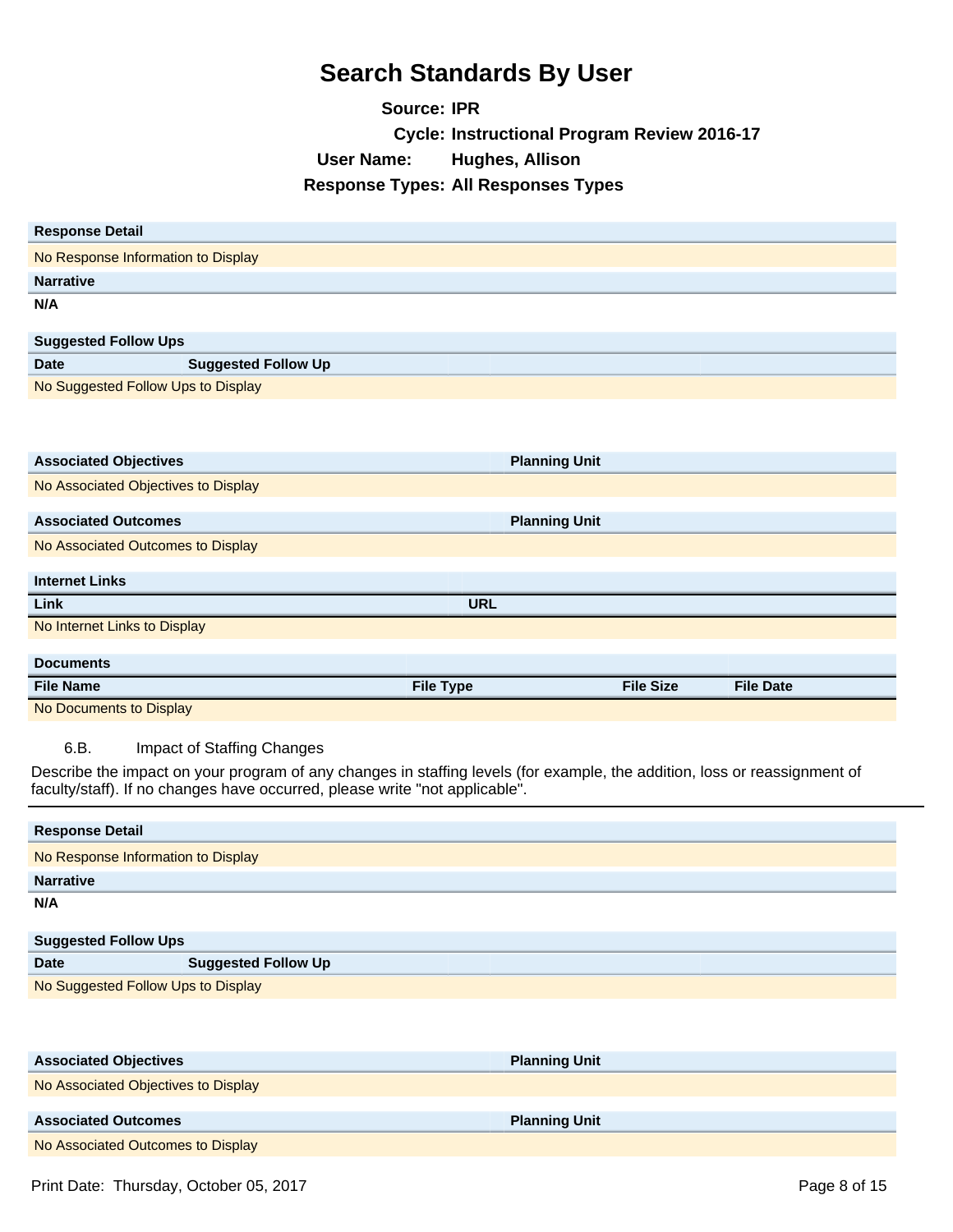# Search Standards By User

**Source:** IPR
**Cycle:** Instructional Program Review 2016-17
**User Name:** Hughes, Allison
**Response Types:** All Responses Types

| Response Detail |
| --- |
| No Response Information to Display |

| Narrative |
| --- |
| N/A |

| Suggested Follow Ups | |
| --- | --- |
| **Date** | **Suggested Follow Up** |
| No Suggested Follow Ups to Display | |

| Associated Objectives | Planning Unit |
| --- | --- |
| No Associated Objectives to Display | |

| Associated Outcomes | Planning Unit |
| --- | --- |
| No Associated Outcomes to Display | |

| Internet Links | |
| --- | --- |
| **Link** | **URL** |
| No Internet Links to Display | |

| Documents | | | |
| --- | --- | --- | --- |
| **File Name** | **File Type** | **File Size** | **File Date** |
| No Documents to Display | | | |

6.B. Impact of Staffing Changes

Describe the impact on your program of any changes in staffing levels (for example, the addition, loss or reassignment of faculty/staff). If no changes have occurred, please write "not applicable".

| Response Detail |
| --- |
| No Response Information to Display |

| Narrative |
| --- |
| N/A |

| Suggested Follow Ups | |
| --- | --- |
| **Date** | **Suggested Follow Up** |
| No Suggested Follow Ups to Display | |

| Associated Objectives | Planning Unit |
| --- | --- |
| No Associated Objectives to Display | |

| Associated Outcomes | Planning Unit |
| --- | --- |
| No Associated Outcomes to Display | |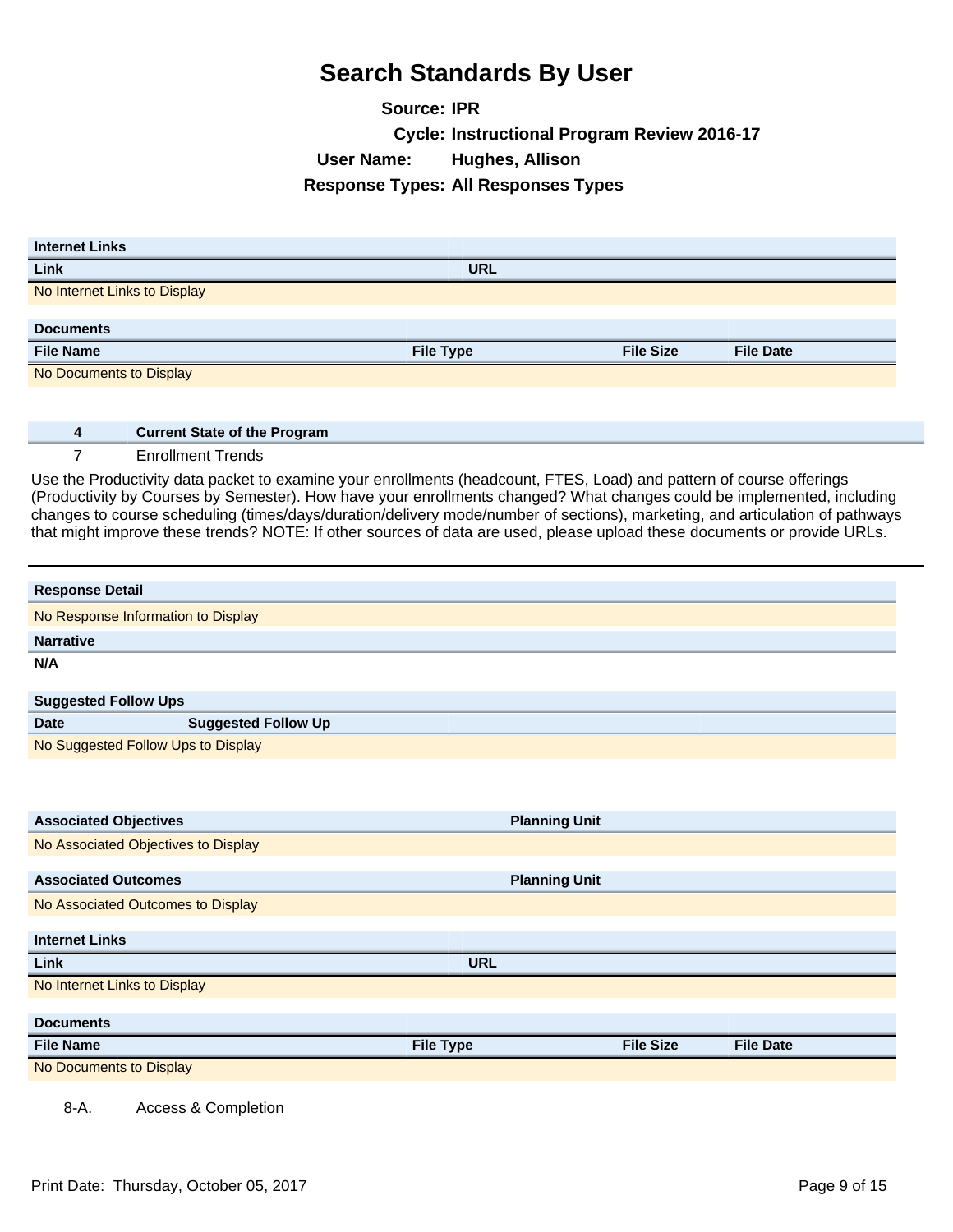# Search Standards By User

**Source: IPR**

**Cycle: Instructional Program Review 2016-17**

**User Name: Hughes, Allison**

**Response Types: All Responses Types**

| Internet Links | |
|---|---|
| **Link** | **URL** |
| No Internet Links to Display | |

| Documents | | | |
|---|---|---|---|
| **File Name** | **File Type** | **File Size** | **File Date** |
| No Documents to Display | | | |

| 4 | Current State of the Program |
|---|---|
| 7 | Enrollment Trends |

Use the Productivity data packet to examine your enrollments (headcount, FTES, Load) and pattern of course offerings (Productivity by Courses by Semester). How have your enrollments changed? What changes could be implemented, including changes to course scheduling (times/days/duration/delivery mode/number of sections), marketing, and articulation of pathways that might improve these trends? NOTE: If other sources of data are used, please upload these documents or provide URLs.

| Response Detail |
|---|
| No Response Information to Display |

**Narrative**

**N/A**

| Suggested Follow Ups | |
|---|---|
| **Date** | **Suggested Follow Up** |
| No Suggested Follow Ups to Display | |

| Associated Objectives | Planning Unit |
|---|---|
| No Associated Objectives to Display | |

| Associated Outcomes | Planning Unit |
|---|---|
| No Associated Outcomes to Display | |

| Internet Links | |
|---|---|
| **Link** | **URL** |
| No Internet Links to Display | |

| Documents | | | |
|---|---|---|---|
| **File Name** | **File Type** | **File Size** | **File Date** |
| No Documents to Display | | | |

8-A. Access & Completion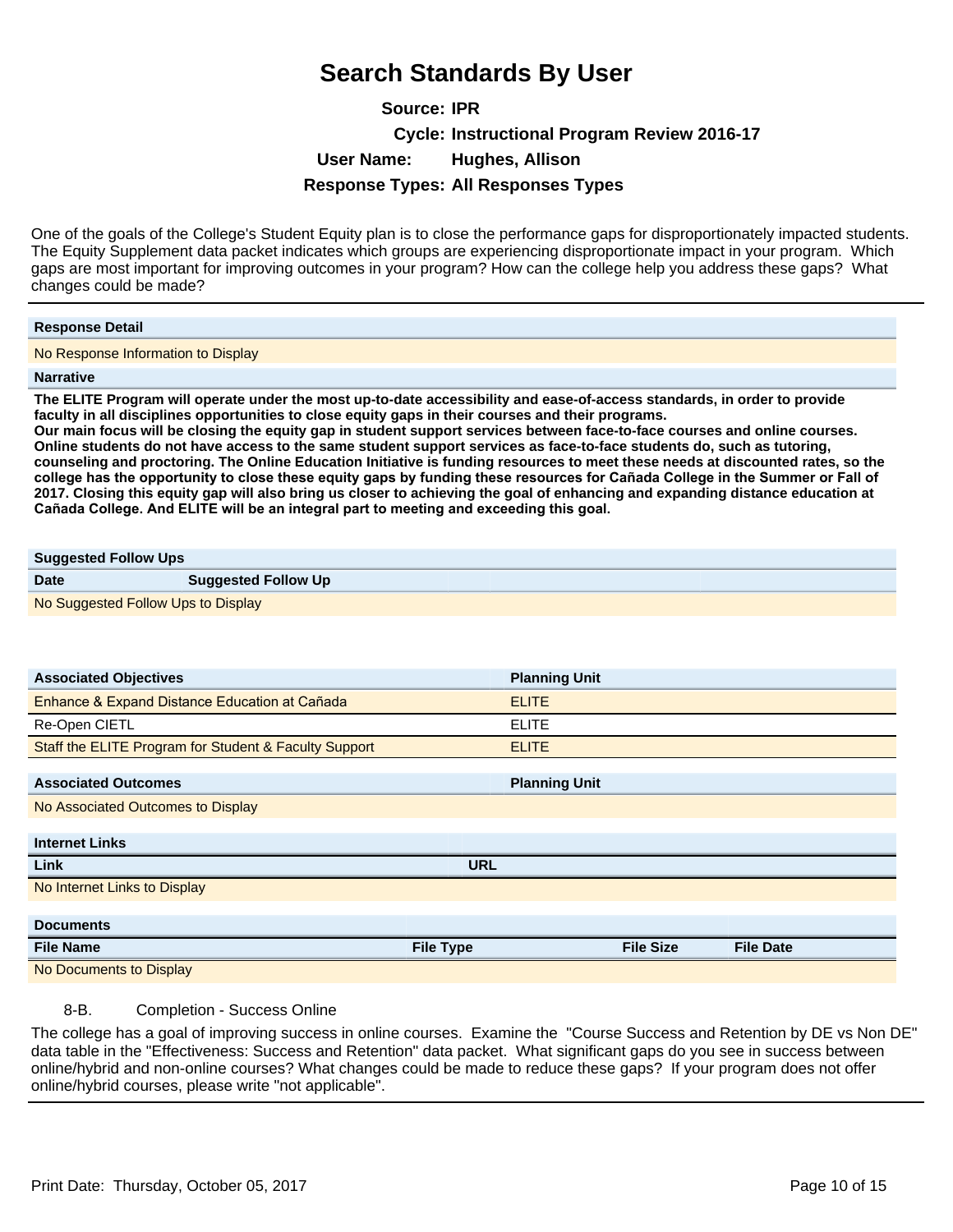# Search Standards By User

**Source:** IPR

**Cycle:** Instructional Program Review 2016-17

**User Name:** Hughes, Allison

**Response Types:** All Responses Types

One of the goals of the College's Student Equity plan is to close the performance gaps for disproportionately impacted students. The Equity Supplement data packet indicates which groups are experiencing disproportionate impact in your program. Which gaps are most important for improving outcomes in your program? How can the college help you address these gaps? What changes could be made?

| Response Detail |
| --- |
| No Response Information to Display |

**Narrative**

**The ELITE Program will operate under the most up-to-date accessibility and ease-of-access standards, in order to provide faculty in all disciplines opportunities to close equity gaps in their courses and their programs.**
**Our main focus will be closing the equity gap in student support services between face-to-face courses and online courses. Online students do not have access to the same student support services as face-to-face students do, such as tutoring, counseling and proctoring. The Online Education Initiative is funding resources to meet these needs at discounted rates, so the college has the opportunity to close these equity gaps by funding these resources for Cañada College in the Summer or Fall of 2017. Closing this equity gap will also bring us closer to achieving the goal of enhancing and expanding distance education at Cañada College. And ELITE will be an integral part to meeting and exceeding this goal.**

**Suggested Follow Ups**

| Date | Suggested Follow Up |
| --- | --- |
| No Suggested Follow Ups to Display | |

| Associated Objectives | Planning Unit |
| --- | --- |
| Enhance & Expand Distance Education at Cañada | ELITE |
| Re-Open CIETL | ELITE |
| Staff the ELITE Program for Student & Faculty Support | ELITE |

| Associated Outcomes | Planning Unit |
| --- | --- |
| No Associated Outcomes to Display | |

**Internet Links**

| Link | URL |
| --- | --- |
| No Internet Links to Display | |

**Documents**

| File Name | File Type | File Size | File Date |
| --- | --- | --- | --- |
| No Documents to Display | | | |

8-B. Completion - Success Online

The college has a goal of improving success in online courses. Examine the "Course Success and Retention by DE vs Non DE" data table in the "Effectiveness: Success and Retention" data packet. What significant gaps do you see in success between online/hybrid and non-online courses? What changes could be made to reduce these gaps? If your program does not offer online/hybrid courses, please write "not applicable".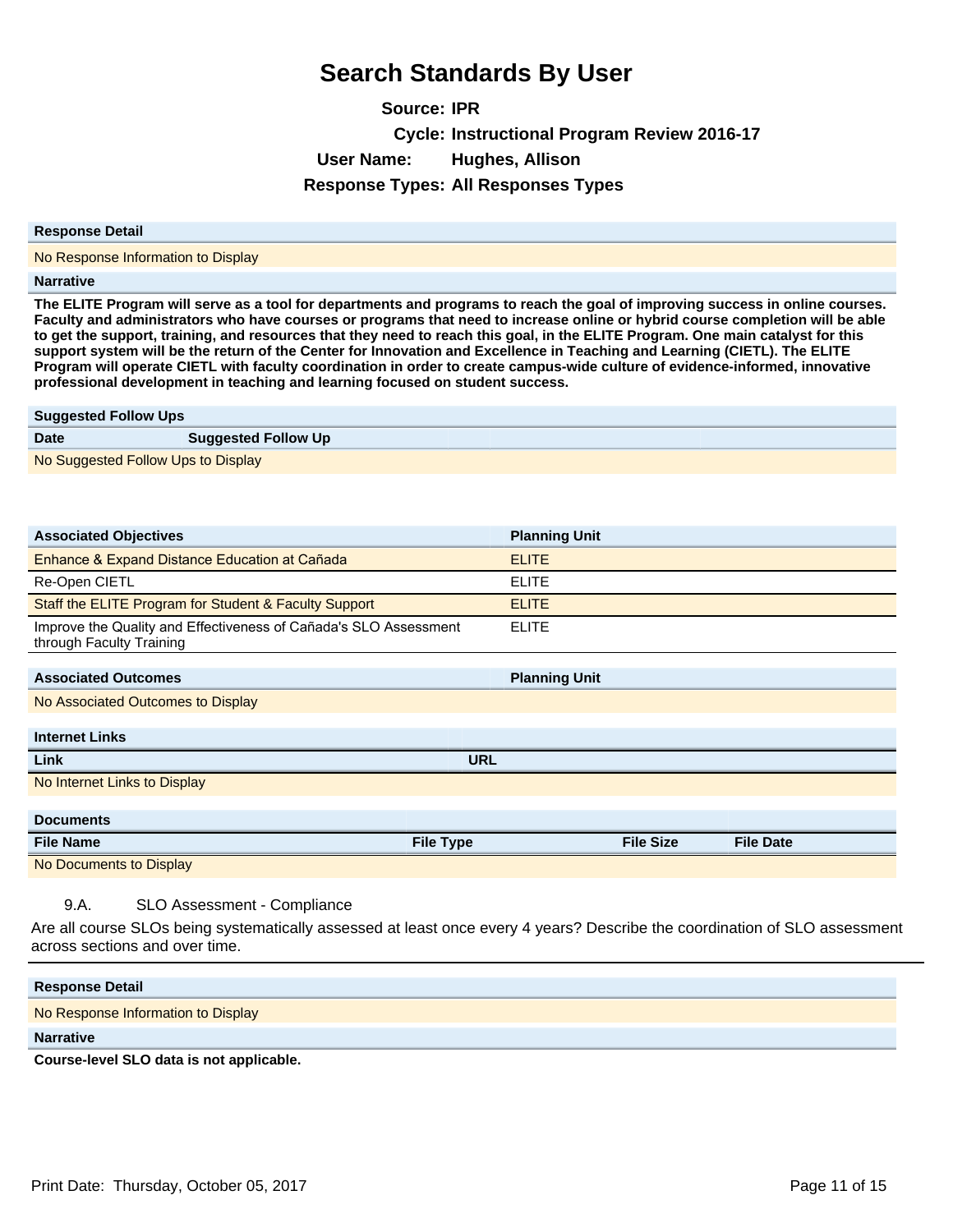# Search Standards By User

**Source:** IPR

**Cycle:** Instructional Program Review 2016-17

**User Name:** Hughes, Allison

**Response Types:** All Responses Types

| Response Detail |
| --- |
| No Response Information to Display |

**Narrative**

**The ELITE Program will serve as a tool for departments and programs to reach the goal of improving success in online courses. Faculty and administrators who have courses or programs that need to increase online or hybrid course completion will be able to get the support, training, and resources that they need to reach this goal, in the ELITE Program. One main catalyst for this support system will be the return of the Center for Innovation and Excellence in Teaching and Learning (CIETL). The ELITE Program will operate CIETL with faculty coordination in order to create campus-wide culture of evidence-informed, innovative professional development in teaching and learning focused on student success.**

**Suggested Follow Ups**

| Date | Suggested Follow Up |
| --- | --- |
| No Suggested Follow Ups to Display | |

| Associated Objectives | Planning Unit |
| --- | --- |
| Enhance & Expand Distance Education at Cañada | ELITE |
| Re-Open CIETL | ELITE |
| Staff the ELITE Program for Student & Faculty Support | ELITE |
| Improve the Quality and Effectiveness of Cañada's SLO Assessment through Faculty Training | ELITE |

| Associated Outcomes | Planning Unit |
| --- | --- |
| No Associated Outcomes to Display | |

**Internet Links**

| Link | URL |
| --- | --- |
| No Internet Links to Display | |

**Documents**

| File Name | File Type | File Size | File Date |
| --- | --- | --- | --- |
| No Documents to Display | | | |

9.A. SLO Assessment - Compliance

Are all course SLOs being systematically assessed at least once every 4 years? Describe the coordination of SLO assessment across sections and over time.

| Response Detail |
| --- |
| No Response Information to Display |

**Narrative**

**Course-level SLO data is not applicable.**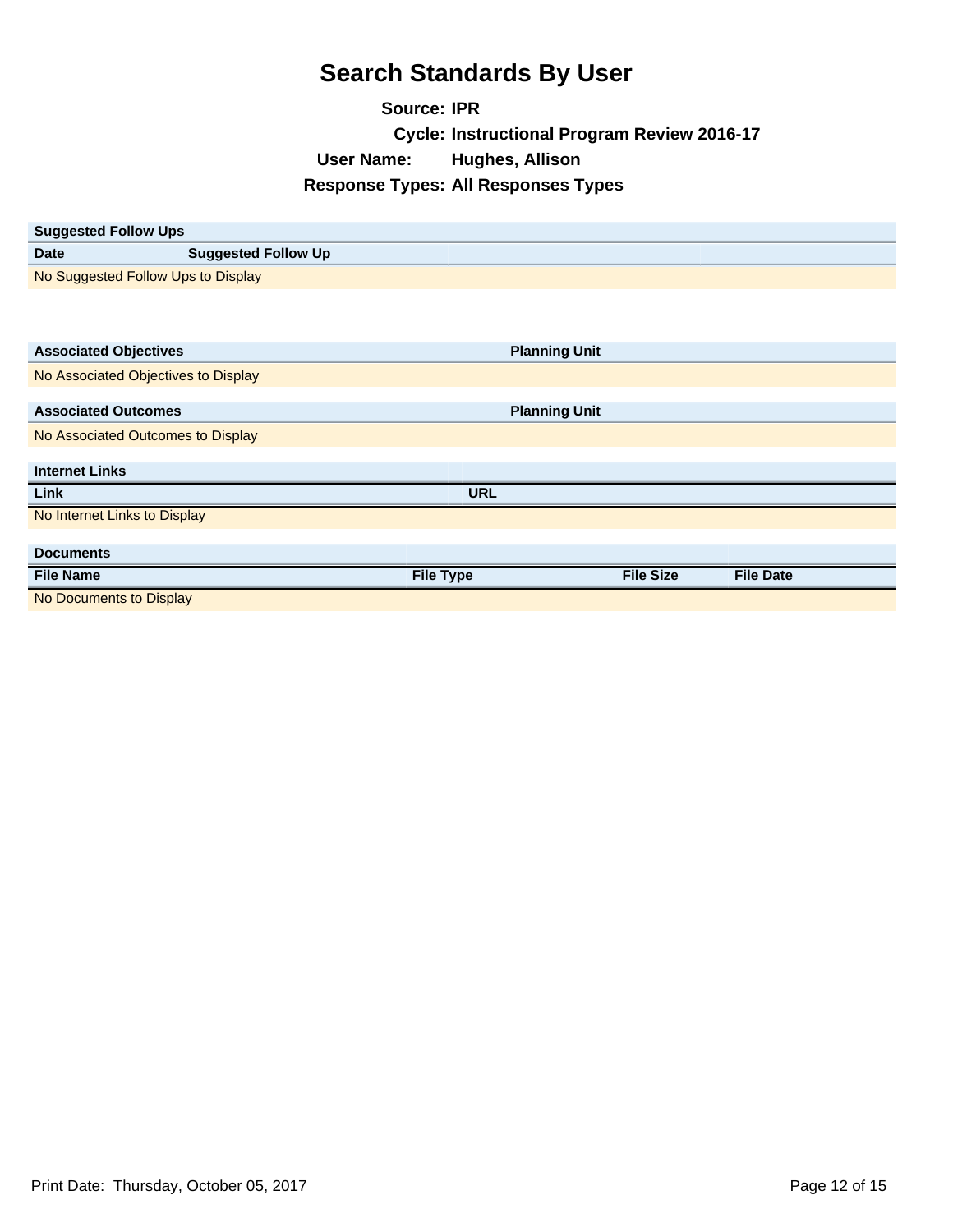# Search Standards By User

**Source:** IPR
**Cycle:** Instructional Program Review 2016-17
**User Name:** Hughes, Allison
**Response Types:** All Responses Types

| Suggested Follow Ups | |
|---|---|
| **Date** | **Suggested Follow Up** |
| No Suggested Follow Ups to Display | |

| Associated Objectives | Planning Unit |
|---|---|
| No Associated Objectives to Display | |

| Associated Outcomes | Planning Unit |
|---|---|
| No Associated Outcomes to Display | |

| Internet Links | |
|---|---|
| **Link** | **URL** |
| No Internet Links to Display | |

| Documents | | | |
|---|---|---|---|
| **File Name** | **File Type** | **File Size** | **File Date** |
| No Documents to Display | | | |

Print Date: Thursday, October 05, 2017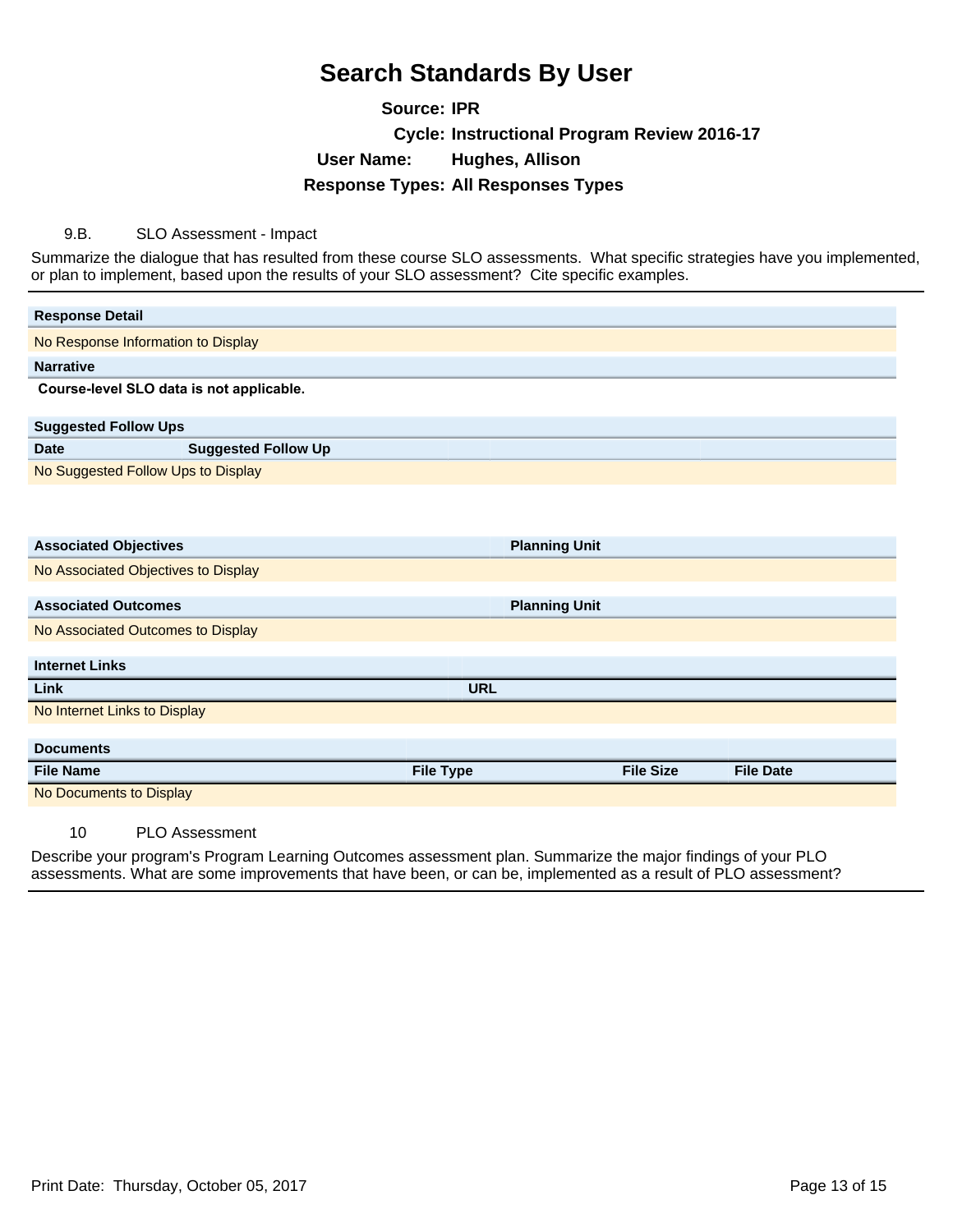# Search Standards By User

**Source: IPR**

**Cycle: Instructional Program Review 2016-17**

**User Name: Hughes, Allison**

**Response Types: All Responses Types**

9.B. SLO Assessment - Impact

Summarize the dialogue that has resulted from these course SLO assessments. What specific strategies have you implemented, or plan to implement, based upon the results of your SLO assessment? Cite specific examples.

| Response Detail |
| --- |
| No Response Information to Display |

**Narrative**

**Course-level SLO data is not applicable.**

| Suggested Follow Ups | |
| --- | --- |
| **Date** | **Suggested Follow Up** |
| No Suggested Follow Ups to Display | |

| Associated Objectives | Planning Unit |
| --- | --- |
| No Associated Objectives to Display | |

| Associated Outcomes | Planning Unit |
| --- | --- |
| No Associated Outcomes to Display | |

| Internet Links | |
| --- | --- |
| **Link** | **URL** |
| No Internet Links to Display | |

| Documents | | | |
| --- | --- | --- | --- |
| **File Name** | **File Type** | **File Size** | **File Date** |
| No Documents to Display | | | |

10 PLO Assessment

Describe your program's Program Learning Outcomes assessment plan. Summarize the major findings of your PLO assessments. What are some improvements that have been, or can be, implemented as a result of PLO assessment?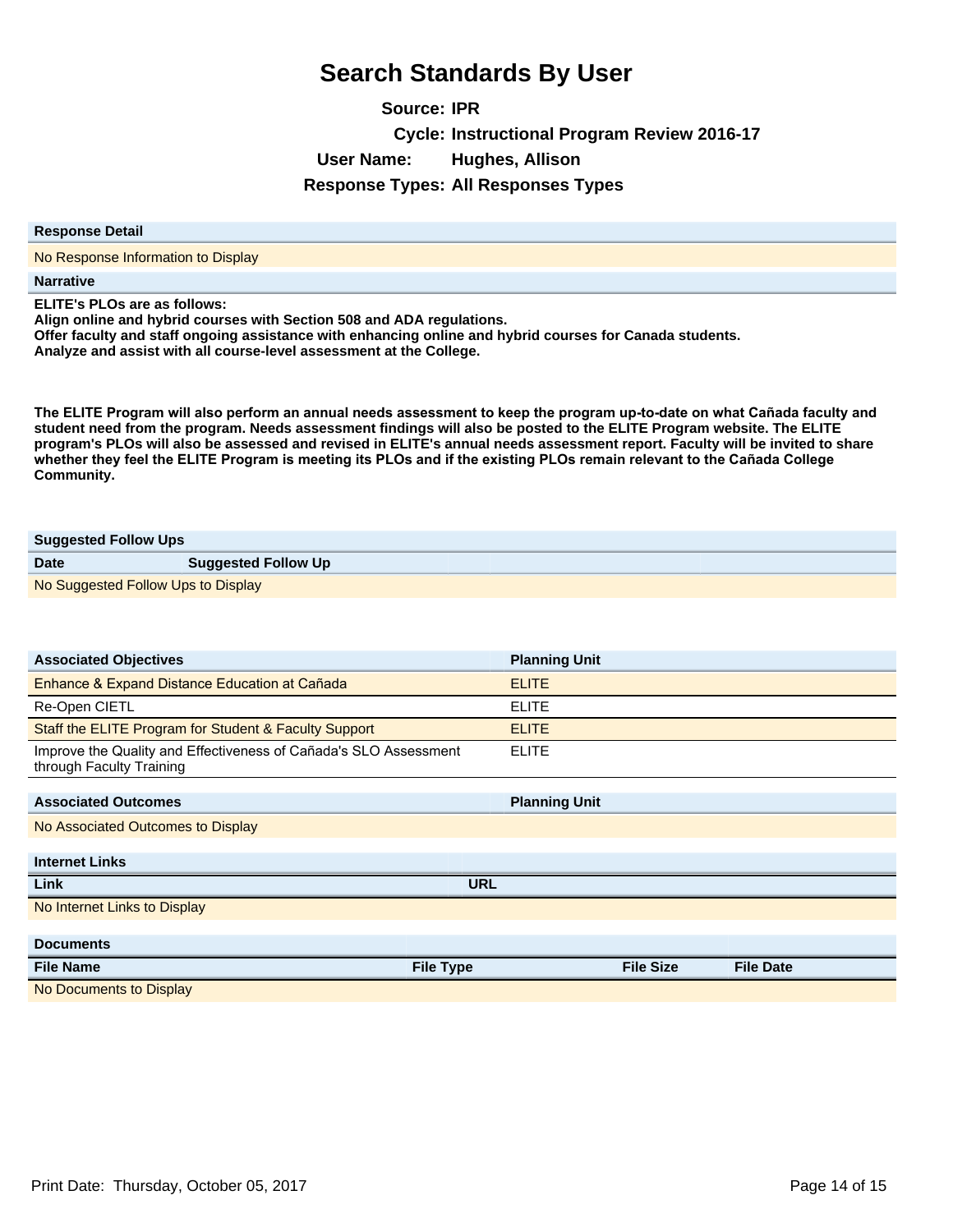# Search Standards By User

**Source:** IPR

**Cycle:** Instructional Program Review 2016-17

**User Name:** Hughes, Allison

**Response Types:** All Responses Types

| Response Detail |
| --- |
| No Response Information to Display |

**Narrative**

**ELITE's PLOs are as follows:**
**Align online and hybrid courses with Section 508 and ADA regulations.**
**Offer faculty and staff ongoing assistance with enhancing online and hybrid courses for Canada students.**
**Analyze and assist with all course-level assessment at the College.**

**The ELITE Program will also perform an annual needs assessment to keep the program up-to-date on what Cañada faculty and student need from the program. Needs assessment findings will also be posted to the ELITE Program website. The ELITE program's PLOs will also be assessed and revised in ELITE's annual needs assessment report. Faculty will be invited to share whether they feel the ELITE Program is meeting its PLOs and if the existing PLOs remain relevant to the Cañada College Community.**

**Suggested Follow Ups**

| Date | Suggested Follow Up |
| --- | --- |
| No Suggested Follow Ups to Display | |

| Associated Objectives | Planning Unit |
| --- | --- |
| Enhance & Expand Distance Education at Cañada | ELITE |
| Re-Open CIETL | ELITE |
| Staff the ELITE Program for Student & Faculty Support | ELITE |
| Improve the Quality and Effectiveness of Cañada's SLO Assessment through Faculty Training | ELITE |

| Associated Outcomes | Planning Unit |
| --- | --- |
| No Associated Outcomes to Display | |

**Internet Links**

| Link | URL |
| --- | --- |
| No Internet Links to Display | |

**Documents**

| File Name | File Type | File Size | File Date |
| --- | --- | --- | --- |
| No Documents to Display | | | |

Print Date: Thursday, October 05, 2017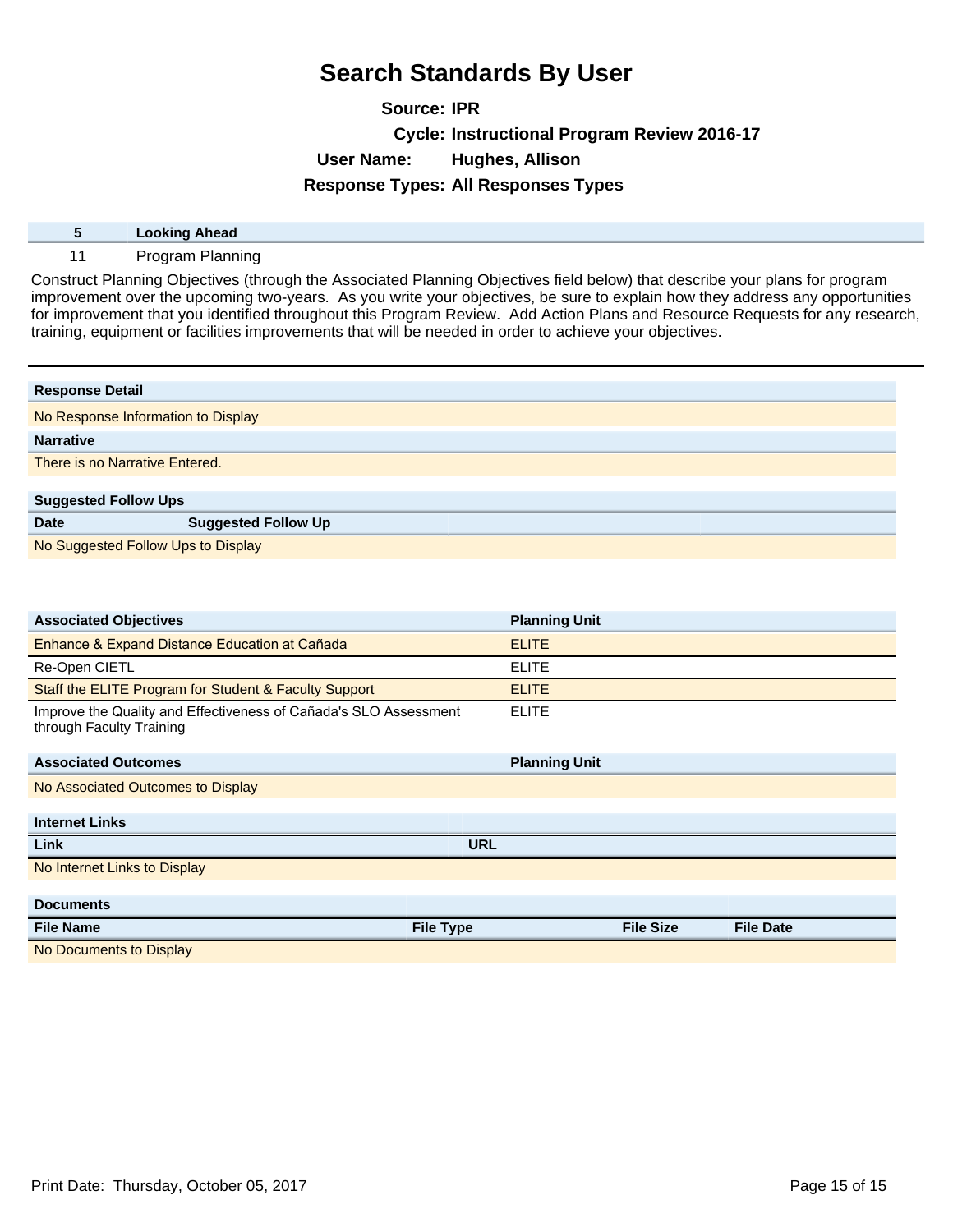# Search Standards By User

**Source:** IPR

**Cycle:** Instructional Program Review 2016-17

**User Name:** Hughes, Allison

**Response Types:** All Responses Types

| 5 | Looking Ahead |
|---|---|
| 11 | Program Planning |

Construct Planning Objectives (through the Associated Planning Objectives field below) that describe your plans for program improvement over the upcoming two-years. As you write your objectives, be sure to explain how they address any opportunities for improvement that you identified throughout this Program Review. Add Action Plans and Resource Requests for any research, training, equipment or facilities improvements that will be needed in order to achieve your objectives.

---

**Response Detail**

No Response Information to Display

**Narrative**

There is no Narrative Entered.

**Suggested Follow Ups**

| Date | Suggested Follow Up |
|---|---|
| No Suggested Follow Ups to Display | |

| Associated Objectives | Planning Unit |
|---|---|
| Enhance & Expand Distance Education at Cañada | ELITE |
| Re-Open CIETL | ELITE |
| Staff the ELITE Program for Student & Faculty Support | ELITE |
| Improve the Quality and Effectiveness of Cañada's SLO Assessment through Faculty Training | ELITE |

| Associated Outcomes | Planning Unit |
|---|---|
| No Associated Outcomes to Display | |

**Internet Links**

| Link | URL |
|---|---|
| No Internet Links to Display | |

**Documents**

| File Name | File Type | File Size | File Date |
|---|---|---|---|
| No Documents to Display | | | |

Print Date: Thursday, October 05, 2017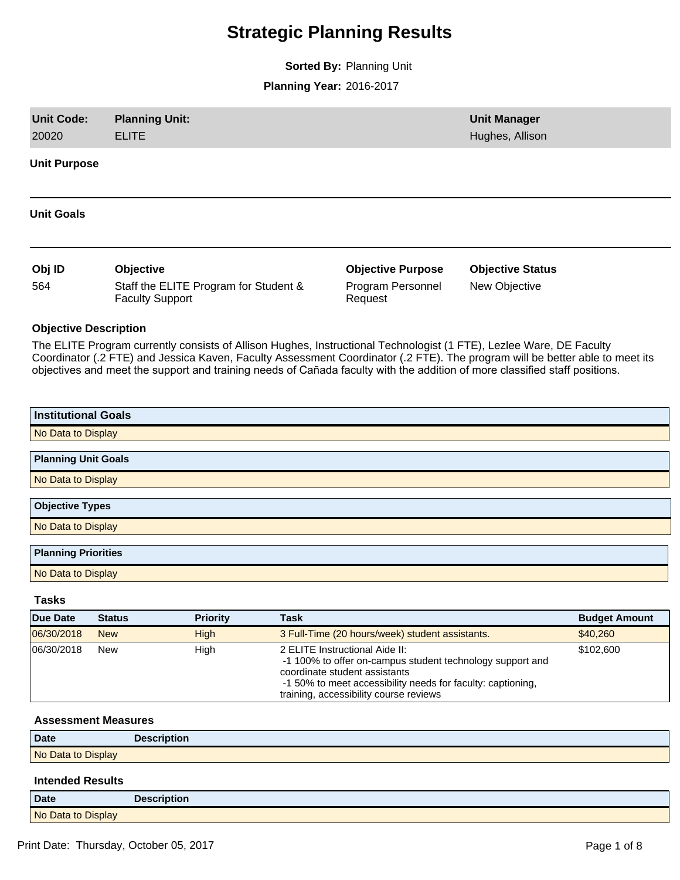# Strategic Planning Results

**Sorted By:** Planning Unit

**Planning Year:** 2016-2017

| Unit Code: | Planning Unit: | Unit Manager |
| --- | --- | --- |
| 20020 | ELITE | Hughes, Allison |

**Unit Purpose**

---

**Unit Goals**

---

| Obj ID | Objective | Objective Purpose | Objective Status |
| --- | --- | --- | --- |
| 564 | Staff the ELITE Program for Student & Faculty Support | Program Personnel Request | New Objective |

**Objective Description**

The ELITE Program currently consists of Allison Hughes, Instructional Technologist (1 FTE), Lezlee Ware, DE Faculty Coordinator (.2 FTE) and Jessica Kaven, Faculty Assessment Coordinator (.2 FTE). The program will be better able to meet its objectives and meet the support and training needs of Cañada faculty with the addition of more classified staff positions.

| Institutional Goals |
| --- |
| No Data to Display |

| Planning Unit Goals |
| --- |
| No Data to Display |

| Objective Types |
| --- |
| No Data to Display |

| Planning Priorities |
| --- |
| No Data to Display |

**Tasks**

| Due Date | Status | Priority | Task | Budget Amount |
| --- | --- | --- | --- | --- |
| 06/30/2018 | New | High | 3 Full-Time (20 hours/week) student assistants. | $40,260 |
| 06/30/2018 | New | High | 2 ELITE Instructional Aide II:<br>-1 100% to offer on-campus student technology support and coordinate student assistants<br>-1 50% to meet accessibility needs for faculty: captioning, training, accessibility course reviews | $102,600 |

**Assessment Measures**

| Date | Description |
| --- | --- |
| No Data to Display | |

**Intended Results**

| Date | Description |
| --- | --- |
| No Data to Display | |

Print Date: Thursday, October 05, 2017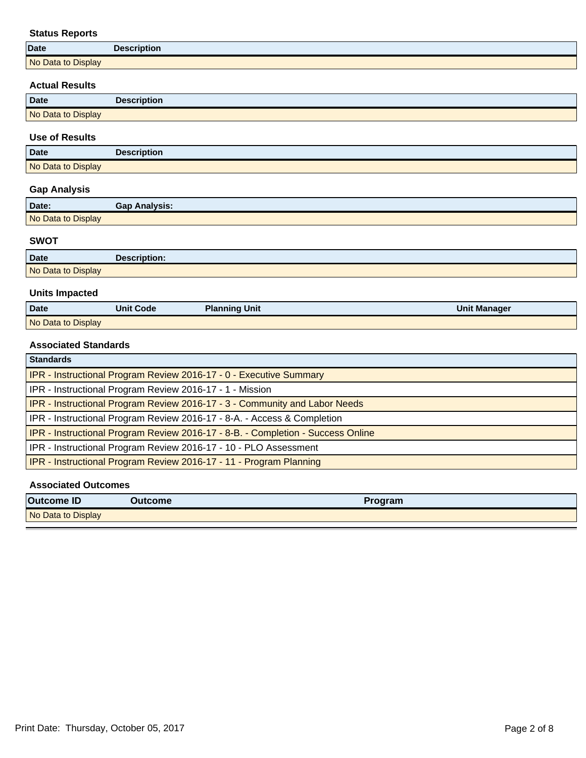### Status Reports

| Date | Description |
|---|---|
| No Data to Display | |

### Actual Results

| Date | Description |
|---|---|
| No Data to Display | |

### Use of Results

| Date | Description |
|---|---|
| No Data to Display | |

### Gap Analysis

| Date: | Gap Analysis: |
|---|---|
| No Data to Display | |

### SWOT

| Date | Description: |
|---|---|
| No Data to Display | |

### Units Impacted

| Date | Unit Code | Planning Unit | Unit Manager |
|---|---|---|---|
| No Data to Display | | | |

### Associated Standards

| Standards |
|---|
| IPR - Instructional Program Review 2016-17 - 0 - Executive Summary |
| IPR - Instructional Program Review 2016-17 - 1 - Mission |
| IPR - Instructional Program Review 2016-17 - 3 - Community and Labor Needs |
| IPR - Instructional Program Review 2016-17 - 8-A. - Access & Completion |
| IPR - Instructional Program Review 2016-17 - 8-B. - Completion - Success Online |
| IPR - Instructional Program Review 2016-17 - 10 - PLO Assessment |
| IPR - Instructional Program Review 2016-17 - 11 - Program Planning |

### Associated Outcomes

| Outcome ID | Outcome | Program |
|---|---|---|
| No Data to Display | | |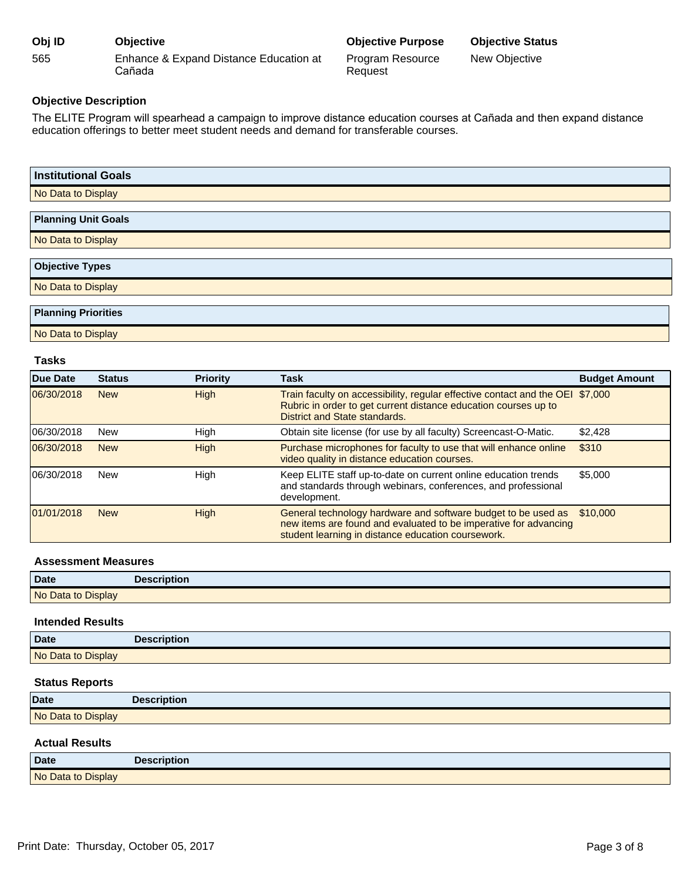| Obj ID | Objective | Objective Purpose | Objective Status |
|---|---|---|---|
| 565 | Enhance & Expand Distance Education at Cañada | Program Resource Request | New Objective |

**Objective Description**

The ELITE Program will spearhead a campaign to improve distance education courses at Cañada and then expand distance education offerings to better meet student needs and demand for transferable courses.

| Institutional Goals |
|---|
| No Data to Display |

| Planning Unit Goals |
|---|
| No Data to Display |

| Objective Types |
|---|
| No Data to Display |

| Planning Priorities |
|---|
| No Data to Display |

### Tasks

| Due Date | Status | Priority | Task | Budget Amount |
|---|---|---|---|---|
| 06/30/2018 | New | High | Train faculty on accessibility, regular effective contact and the OEI Rubric in order to get current distance education courses up to District and State standards. | $7,000 |
| 06/30/2018 | New | High | Obtain site license (for use by all faculty) Screencast-O-Matic. | $2,428 |
| 06/30/2018 | New | High | Purchase microphones for faculty to use that will enhance online video quality in distance education courses. | $310 |
| 06/30/2018 | New | High | Keep ELITE staff up-to-date on current online education trends and standards through webinars, conferences, and professional development. | $5,000 |
| 01/01/2018 | New | High | General technology hardware and software budget to be used as new items are found and evaluated to be imperative for advancing student learning in distance education coursework. | $10,000 |

### Assessment Measures

| Date | Description |
|---|---|
| No Data to Display | |

### Intended Results

| Date | Description |
|---|---|
| No Data to Display | |

### Status Reports

| Date | Description |
|---|---|
| No Data to Display | |

### Actual Results

| Date | Description |
|---|---|
| No Data to Display | |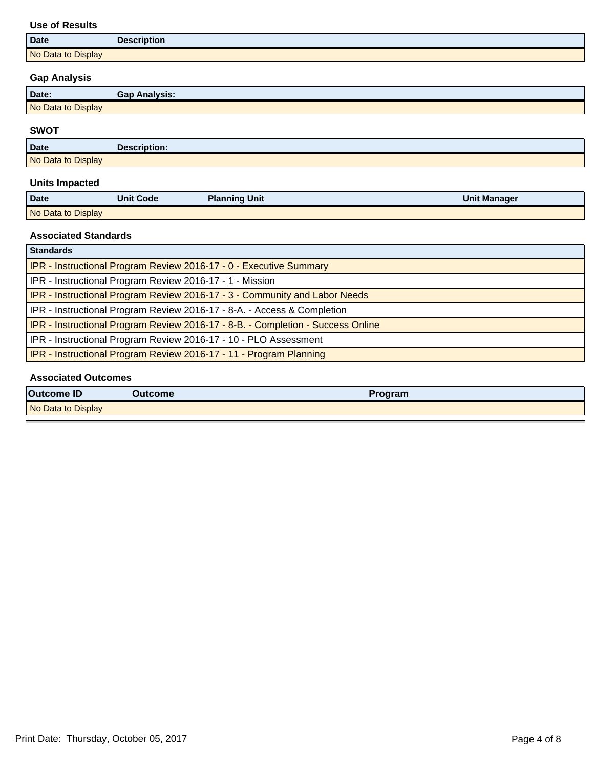### Use of Results

| Date | Description |
|---|---|
| No Data to Display | |

### Gap Analysis

| Date: | Gap Analysis: |
|---|---|
| No Data to Display | |

### SWOT

| Date | Description: |
|---|---|
| No Data to Display | |

### Units Impacted

| Date | Unit Code | Planning Unit | Unit Manager |
|---|---|---|---|
| No Data to Display | | | |

### Associated Standards

| Standards |
|---|
| IPR - Instructional Program Review 2016-17 - 0 - Executive Summary |
| IPR - Instructional Program Review 2016-17 - 1 - Mission |
| IPR - Instructional Program Review 2016-17 - 3 - Community and Labor Needs |
| IPR - Instructional Program Review 2016-17 - 8-A. - Access & Completion |
| IPR - Instructional Program Review 2016-17 - 8-B. - Completion - Success Online |
| IPR - Instructional Program Review 2016-17 - 10 - PLO Assessment |
| IPR - Instructional Program Review 2016-17 - 11 - Program Planning |

### Associated Outcomes

| Outcome ID | Outcome | Program |
|---|---|---|
| No Data to Display | | |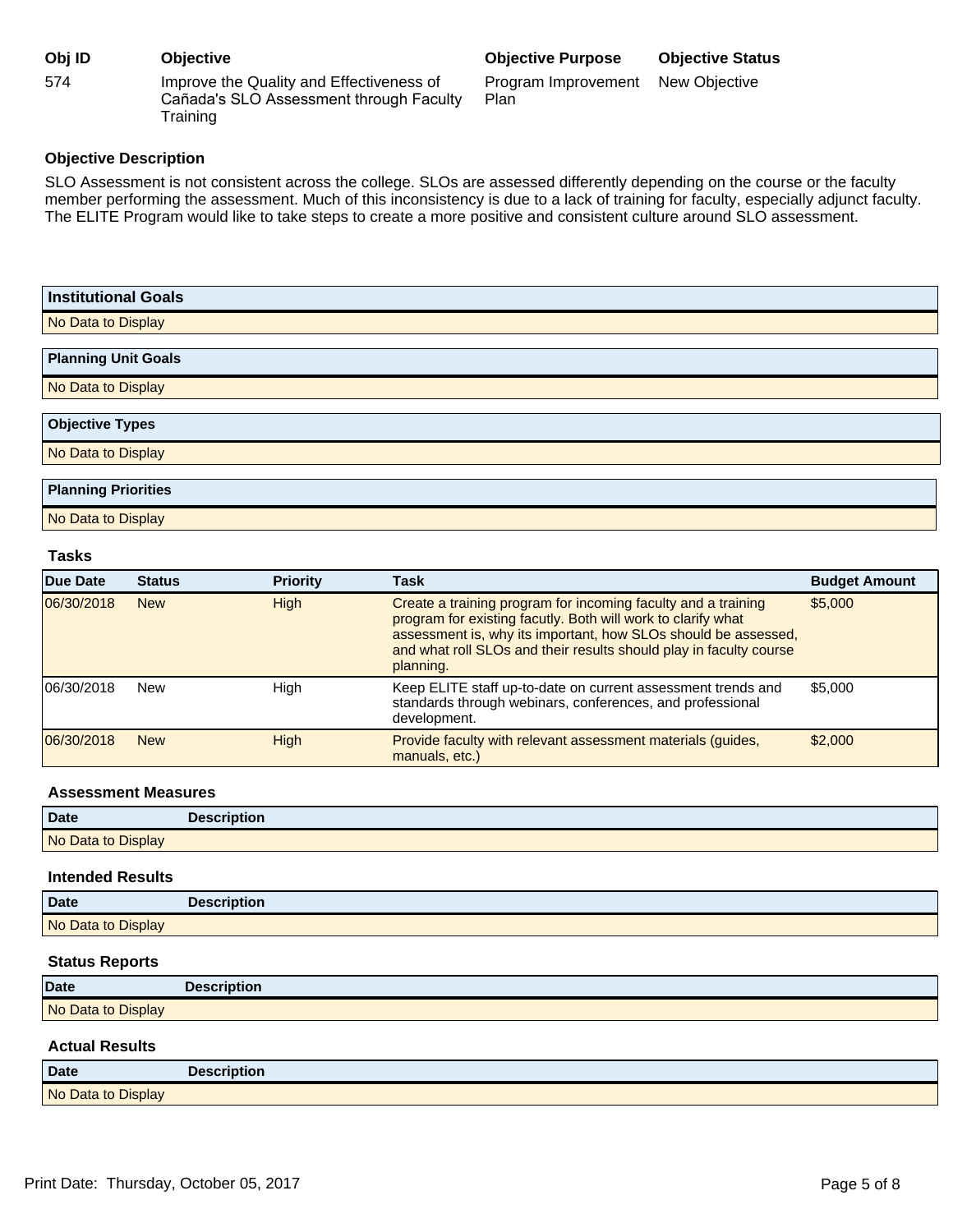| Obj ID | Objective | Objective Purpose | Objective Status |
|---|---|---|---|
| 574 | Improve the Quality and Effectiveness of Cañada's SLO Assessment through Faculty Training | Program Improvement Plan | New Objective |

**Objective Description**

SLO Assessment is not consistent across the college. SLOs are assessed differently depending on the course or the faculty member performing the assessment. Much of this inconsistency is due to a lack of training for faculty, especially adjunct faculty. The ELITE Program would like to take steps to create a more positive and consistent culture around SLO assessment.

| Institutional Goals |
|---|
| No Data to Display |

| Planning Unit Goals |
|---|
| No Data to Display |

| Objective Types |
|---|
| No Data to Display |

| Planning Priorities |
|---|
| No Data to Display |

**Tasks**

| Due Date | Status | Priority | Task | Budget Amount |
|---|---|---|---|---|
| 06/30/2018 | New | High | Create a training program for incoming faculty and a training program for existing facutly. Both will work to clarify what assessment is, why its important, how SLOs should be assessed, and what roll SLOs and their results should play in faculty course planning. | $5,000 |
| 06/30/2018 | New | High | Keep ELITE staff up-to-date on current assessment trends and standards through webinars, conferences, and professional development. | $5,000 |
| 06/30/2018 | New | High | Provide faculty with relevant assessment materials (guides, manuals, etc.) | $2,000 |

**Assessment Measures**

| Date | Description |
|---|---|
| No Data to Display | |

**Intended Results**

| Date | Description |
|---|---|
| No Data to Display | |

**Status Reports**

| Date | Description |
|---|---|
| No Data to Display | |

**Actual Results**

| Date | Description |
|---|---|
| No Data to Display | |

Print Date: Thursday, October 05, 2017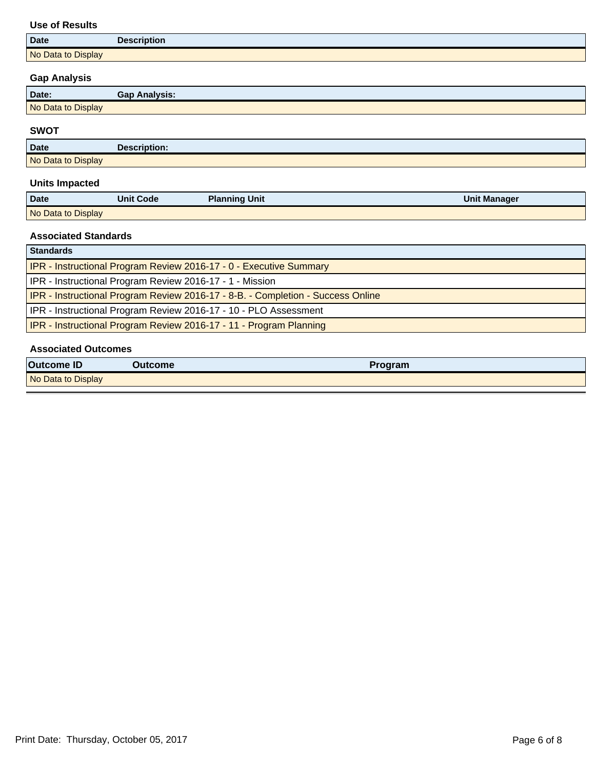### Use of Results

| Date | Description |
| --- | --- |
| No Data to Display | |

### Gap Analysis

| Date: | Gap Analysis: |
| --- | --- |
| No Data to Display | |

### SWOT

| Date | Description: |
| --- | --- |
| No Data to Display | |

### Units Impacted

| Date | Unit Code | Planning Unit | Unit Manager |
| --- | --- | --- | --- |
| No Data to Display | | | |

### Associated Standards

| Standards |
| --- |
| IPR - Instructional Program Review 2016-17 - 0 - Executive Summary |
| IPR - Instructional Program Review 2016-17 - 1 - Mission |
| IPR - Instructional Program Review 2016-17 - 8-B. - Completion - Success Online |
| IPR - Instructional Program Review 2016-17 - 10 - PLO Assessment |
| IPR - Instructional Program Review 2016-17 - 11 - Program Planning |

### Associated Outcomes

| Outcome ID | Outcome | Program |
| --- | --- | --- |
| No Data to Display | | |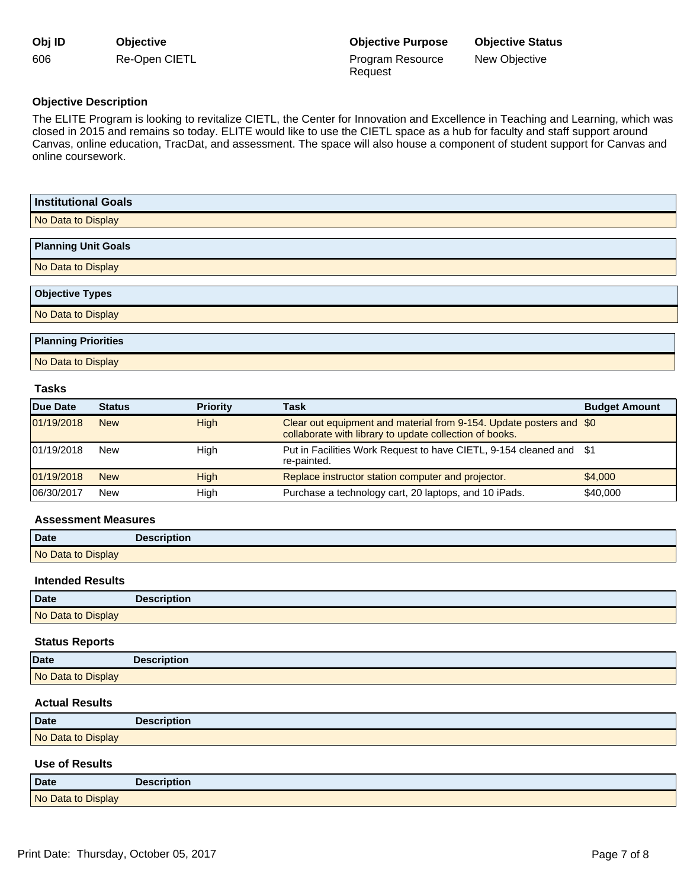| Obj ID | Objective | Objective Purpose | Objective Status |
| --- | --- | --- | --- |
| 606 | Re-Open CIETL | Program Resource Request | New Objective |

**Objective Description**

The ELITE Program is looking to revitalize CIETL, the Center for Innovation and Excellence in Teaching and Learning, which was closed in 2015 and remains so today. ELITE would like to use the CIETL space as a hub for faculty and staff support around Canvas, online education, TracDat, and assessment. The space will also house a component of student support for Canvas and online coursework.

| Institutional Goals |
| --- |
| No Data to Display |

| Planning Unit Goals |
| --- |
| No Data to Display |

| Objective Types |
| --- |
| No Data to Display |

| Planning Priorities |
| --- |
| No Data to Display |

### Tasks

| Due Date | Status | Priority | Task | Budget Amount |
| --- | --- | --- | --- | --- |
| 01/19/2018 | New | High | Clear out equipment and material from 9-154. Update posters and collaborate with library to update collection of books. | $0 |
| 01/19/2018 | New | High | Put in Facilities Work Request to have CIETL, 9-154 cleaned and re-painted. | $1 |
| 01/19/2018 | New | High | Replace instructor station computer and projector. | $4,000 |
| 06/30/2017 | New | High | Purchase a technology cart, 20 laptops, and 10 iPads. | $40,000 |

### Assessment Measures

| Date | Description |
| --- | --- |
| No Data to Display | |

### Intended Results

| Date | Description |
| --- | --- |
| No Data to Display | |

### Status Reports

| Date | Description |
| --- | --- |
| No Data to Display | |

### Actual Results

| Date | Description |
| --- | --- |
| No Data to Display | |

### Use of Results

| Date | Description |
| --- | --- |
| No Data to Display | |

Print Date: Thursday, October 05, 2017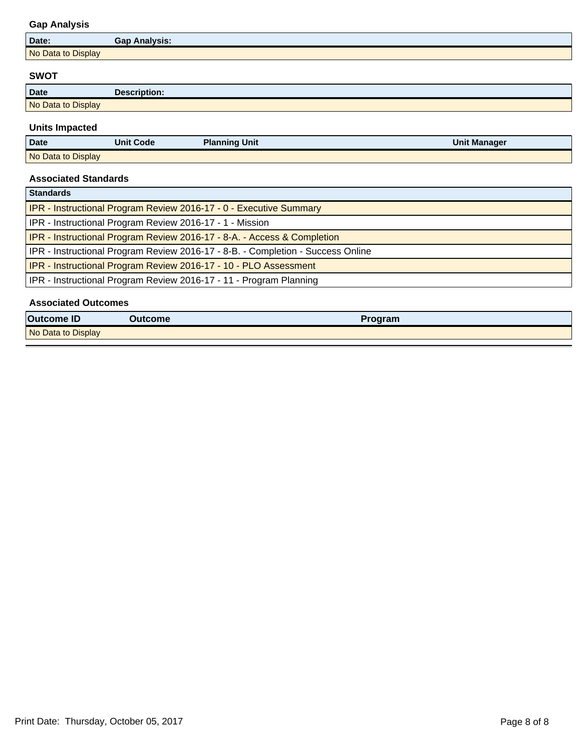### Gap Analysis

| Date: | Gap Analysis: |
|---|---|
| No Data to Display | |

### SWOT

| Date | Description: |
|---|---|
| No Data to Display | |

### Units Impacted

| Date | Unit Code | Planning Unit | Unit Manager |
|---|---|---|---|
| No Data to Display | | | |

### Associated Standards

| Standards |
|---|
| IPR - Instructional Program Review 2016-17 - 0 - Executive Summary |
| IPR - Instructional Program Review 2016-17 - 1 - Mission |
| IPR - Instructional Program Review 2016-17 - 8-A. - Access & Completion |
| IPR - Instructional Program Review 2016-17 - 8-B. - Completion - Success Online |
| IPR - Instructional Program Review 2016-17 - 10 - PLO Assessment |
| IPR - Instructional Program Review 2016-17 - 11 - Program Planning |

### Associated Outcomes

| Outcome ID | Outcome | Program |
|---|---|---|
| No Data to Display | | |

Print Date: Thursday, October 05, 2017